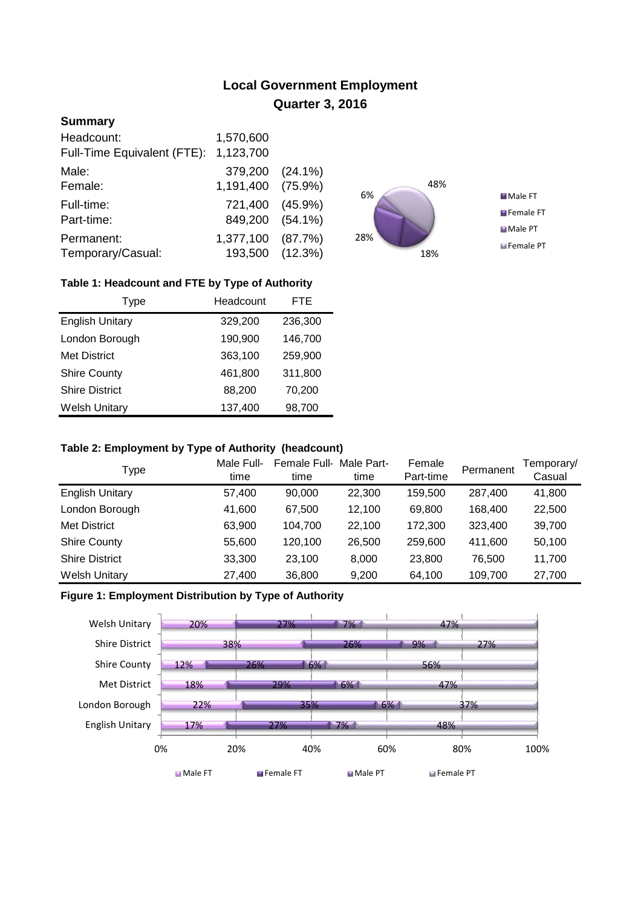# Local Government Employment
## Quarter 3, 2016

### Summary

| | | |
|---|---|---|
| Headcount: | 1,570,600 | |
| Full-Time Equivalent (FTE): | 1,123,700 | |
| Male: | 379,200 | (24.1%) |
| Female: | 1,191,400 | (75.9%) |
| Full-time: | 721,400 | (45.9%) |
| Part-time: | 849,200 | (54.1%) |
| Permanent: | 1,377,100 | (87.7%) |
| Temporary/Casual: | 193,500 | (12.3%) |

48%
6%
28%
18%

Male FT
Female FT
Male PT
Female PT

**Table 1: Headcount and FTE by Type of Authority**

| Type | Headcount | FTE |
|---|---|---|
| English Unitary | 329,200 | 236,300 |
| London Borough | 190,900 | 146,700 |
| Met District | 363,100 | 259,900 |
| Shire County | 461,800 | 311,800 |
| Shire District | 88,200 | 70,200 |
| Welsh Unitary | 137,400 | 98,700 |

**Table 2: Employment by Type of Authority (headcount)**

| Type | Male Full-time | Female Full-time | Male Part-time | Female Part-time | Permanent | Temporary/ Casual |
|---|---|---|---|---|---|---|
| English Unitary | 57,400 | 90,000 | 22,300 | 159,500 | 287,400 | 41,800 |
| London Borough | 41,600 | 67,500 | 12,100 | 69,800 | 168,400 | 22,500 |
| Met District | 63,900 | 104,700 | 22,100 | 172,300 | 323,400 | 39,700 |
| Shire County | 55,600 | 120,100 | 26,500 | 259,600 | 411,600 | 50,100 |
| Shire District | 33,300 | 23,100 | 8,000 | 23,800 | 76,500 | 11,700 |
| Welsh Unitary | 27,400 | 36,800 | 9,200 | 64,100 | 109,700 | 27,700 |

**Figure 1: Employment Distribution by Type of Authority**

| Type | Male FT | Female FT | Male PT | Female PT |
|---|---|---|---|---|
| Welsh Unitary | 20% | 27% | 7% | 47% |
| Shire District | 38% | 26% | 9% | 27% |
| Shire County | 12% | 26% | 6% | 56% |
| Met District | 18% | 29% | 6% | 47% |
| London Borough | 22% | 35% | 6% | 37% |
| English Unitary | 17% | 27% | 7% | 48% |

0% 20% 40% 60% 80% 100%

Male FT Female FT Male PT Female PT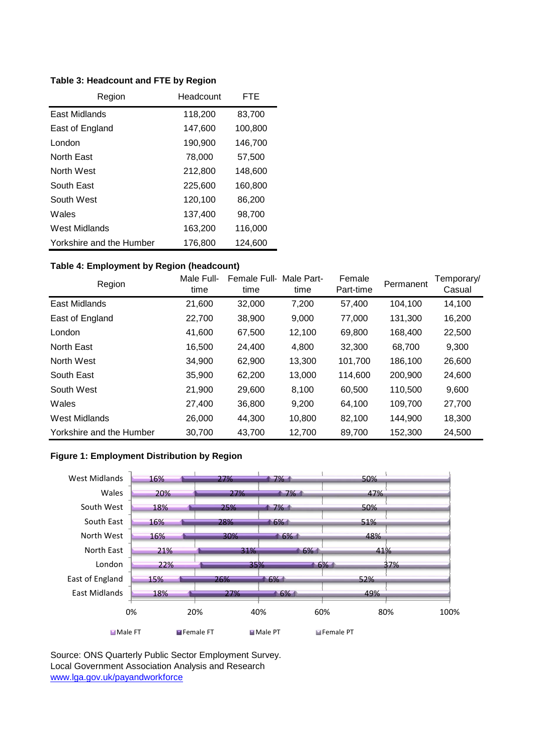**Table 3: Headcount and FTE by Region**

| Region | Headcount | FTE |
|---|---|---|
| East Midlands | 118,200 | 83,700 |
| East of England | 147,600 | 100,800 |
| London | 190,900 | 146,700 |
| North East | 78,000 | 57,500 |
| North West | 212,800 | 148,600 |
| South East | 225,600 | 160,800 |
| South West | 120,100 | 86,200 |
| Wales | 137,400 | 98,700 |
| West Midlands | 163,200 | 116,000 |
| Yorkshire and the Humber | 176,800 | 124,600 |

**Table 4: Employment by Region (headcount)**

| Region | Male Full-time | Female Full-time | Male Part-time | Female Part-time | Permanent | Temporary/ Casual |
|---|---|---|---|---|---|---|
| East Midlands | 21,600 | 32,000 | 7,200 | 57,400 | 104,100 | 14,100 |
| East of England | 22,700 | 38,900 | 9,000 | 77,000 | 131,300 | 16,200 |
| London | 41,600 | 67,500 | 12,100 | 69,800 | 168,400 | 22,500 |
| North East | 16,500 | 24,400 | 4,800 | 32,300 | 68,700 | 9,300 |
| North West | 34,900 | 62,900 | 13,300 | 101,700 | 186,100 | 26,600 |
| South East | 35,900 | 62,200 | 13,000 | 114,600 | 200,900 | 24,600 |
| South West | 21,900 | 29,600 | 8,100 | 60,500 | 110,500 | 9,600 |
| Wales | 27,400 | 36,800 | 9,200 | 64,100 | 109,700 | 27,700 |
| West Midlands | 26,000 | 44,300 | 10,800 | 82,100 | 144,900 | 18,300 |
| Yorkshire and the Humber | 30,700 | 43,700 | 12,700 | 89,700 | 152,300 | 24,500 |

**Figure 1: Employment Distribution by Region**

West Midlands 16% 27% 7% 50%
Wales 20% 27% 7% 47%
South West 18% 25% 7% 50%
South East 16% 28% 6% 51%
North West 16% 30% 6% 48%
North East 21% 31% 6% 41%
London 22% 35% 6% 37%
East of England 15% 26% 6% 52%
East Midlands 18% 27% 6% 49%

0% 20% 40% 60% 80% 100%

Male FT, Female FT, Male PT, Female PT

Source: ONS Quarterly Public Sector Employment Survey.
Local Government Association Analysis and Research
[www.lga.gov.uk/payandworkforce](http://www.lga.gov.uk/payandworkforce)